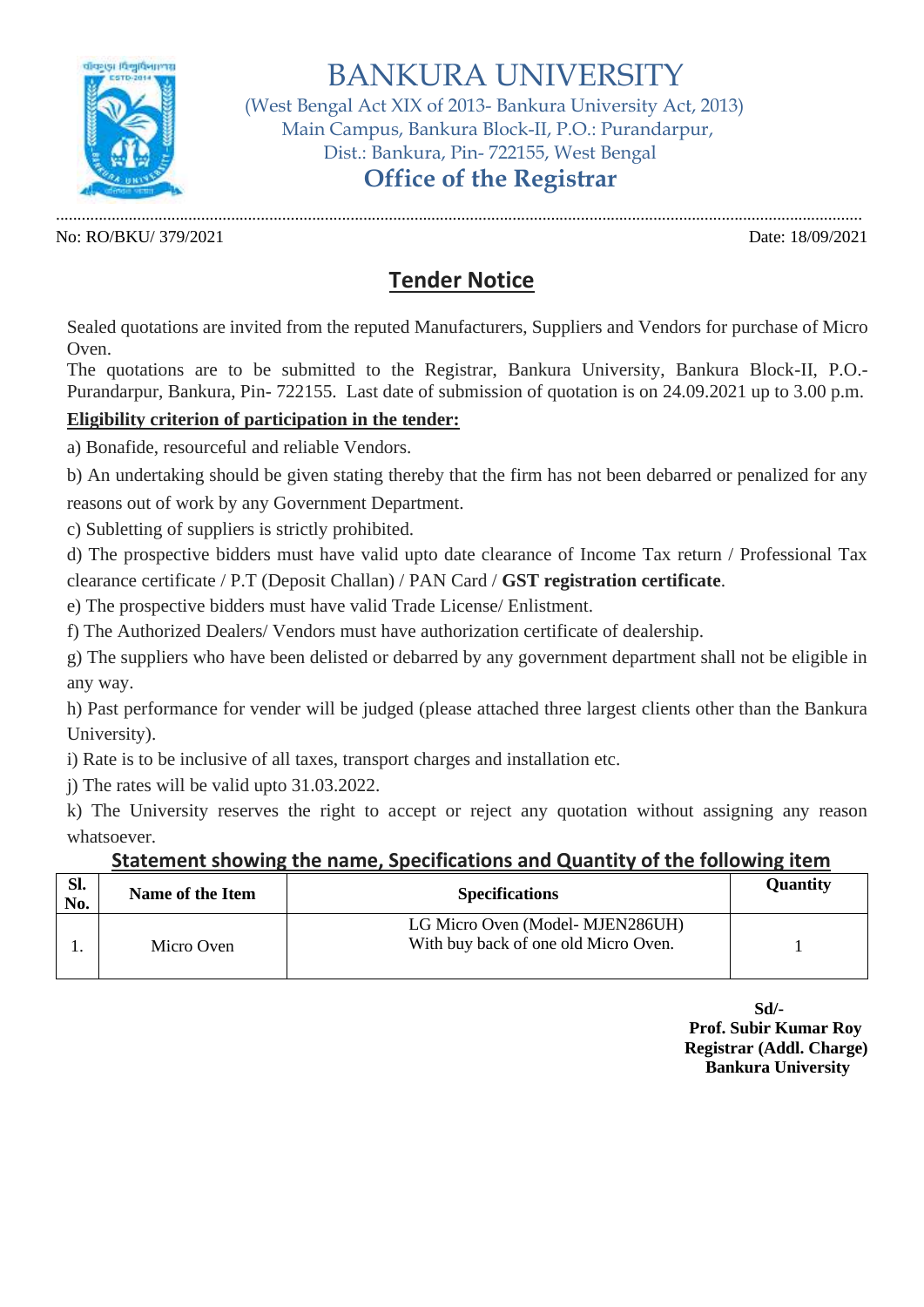# BANKURA UNIVERSITY

(West Bengal Act XIX of 2013- Bankura University Act, 2013)
Main Campus, Bankura Block-II, P.O.: Purandarpur,
Dist.: Bankura, Pin- 722155, West Bengal

## Office of the Registrar

No: RO/BKU/ 379/2021 Date: 18/09/2021

## Tender Notice

Sealed quotations are invited from the reputed Manufacturers, Suppliers and Vendors for purchase of Micro Oven.

The quotations are to be submitted to the Registrar, Bankura University, Bankura Block-II, P.O.- Purandarpur, Bankura, Pin- 722155. Last date of submission of quotation is on 24.09.2021 up to 3.00 p.m.

**Eligibility criterion of participation in the tender:**

a) Bonafide, resourceful and reliable Vendors.

b) An undertaking should be given stating thereby that the firm has not been debarred or penalized for any reasons out of work by any Government Department.

c) Subletting of suppliers is strictly prohibited.

d) The prospective bidders must have valid upto date clearance of Income Tax return / Professional Tax clearance certificate / P.T (Deposit Challan) / PAN Card / **GST registration certificate**.

e) The prospective bidders must have valid Trade License/ Enlistment.

f) The Authorized Dealers/ Vendors must have authorization certificate of dealership.

g) The suppliers who have been delisted or debarred by any government department shall not be eligible in any way.

h) Past performance for vender will be judged (please attached three largest clients other than the Bankura University).

i) Rate is to be inclusive of all taxes, transport charges and installation etc.

j) The rates will be valid upto 31.03.2022.

k) The University reserves the right to accept or reject any quotation without assigning any reason whatsoever.

**Statement showing the name, Specifications and Quantity of the following item**

| Sl. No. | Name of the Item | Specifications | Quantity |
|---|---|---|---|
| 1. | Micro Oven | LG Micro Oven (Model- MJEN286UH) With buy back of one old Micro Oven. | 1 |

**Sd/-**
**Prof. Subir Kumar Roy**
**Registrar (Addl. Charge)**
**Bankura University**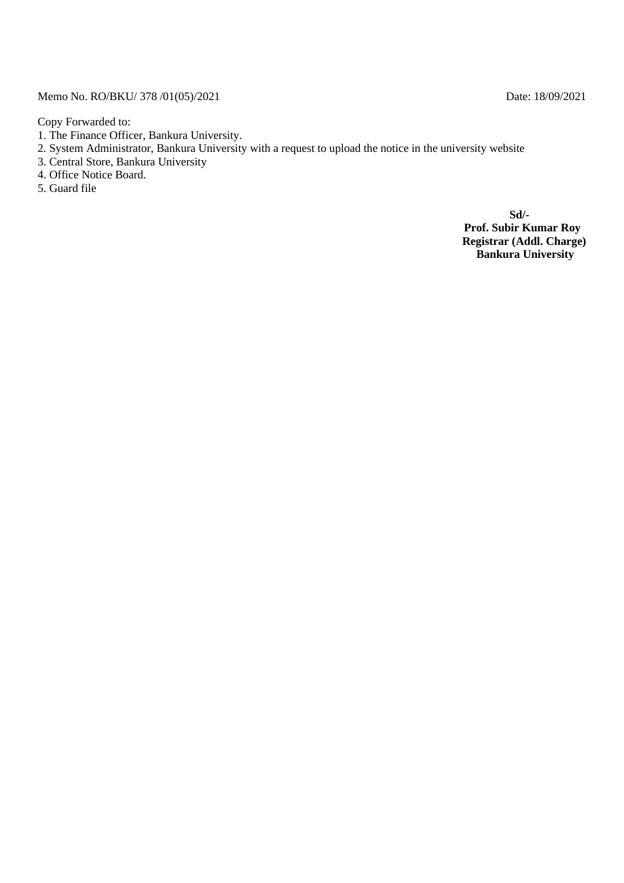Memo No. RO/BKU/ 378 /01(05)/2021 Date: 18/09/2021

Copy Forwarded to:

1. The Finance Officer, Bankura University.
2. System Administrator, Bankura University with a request to upload the notice in the university website
3. Central Store, Bankura University
4. Office Notice Board.
5. Guard file

**Sd/-**
**Prof. Subir Kumar Roy**
**Registrar (Addl. Charge)**
**Bankura University**